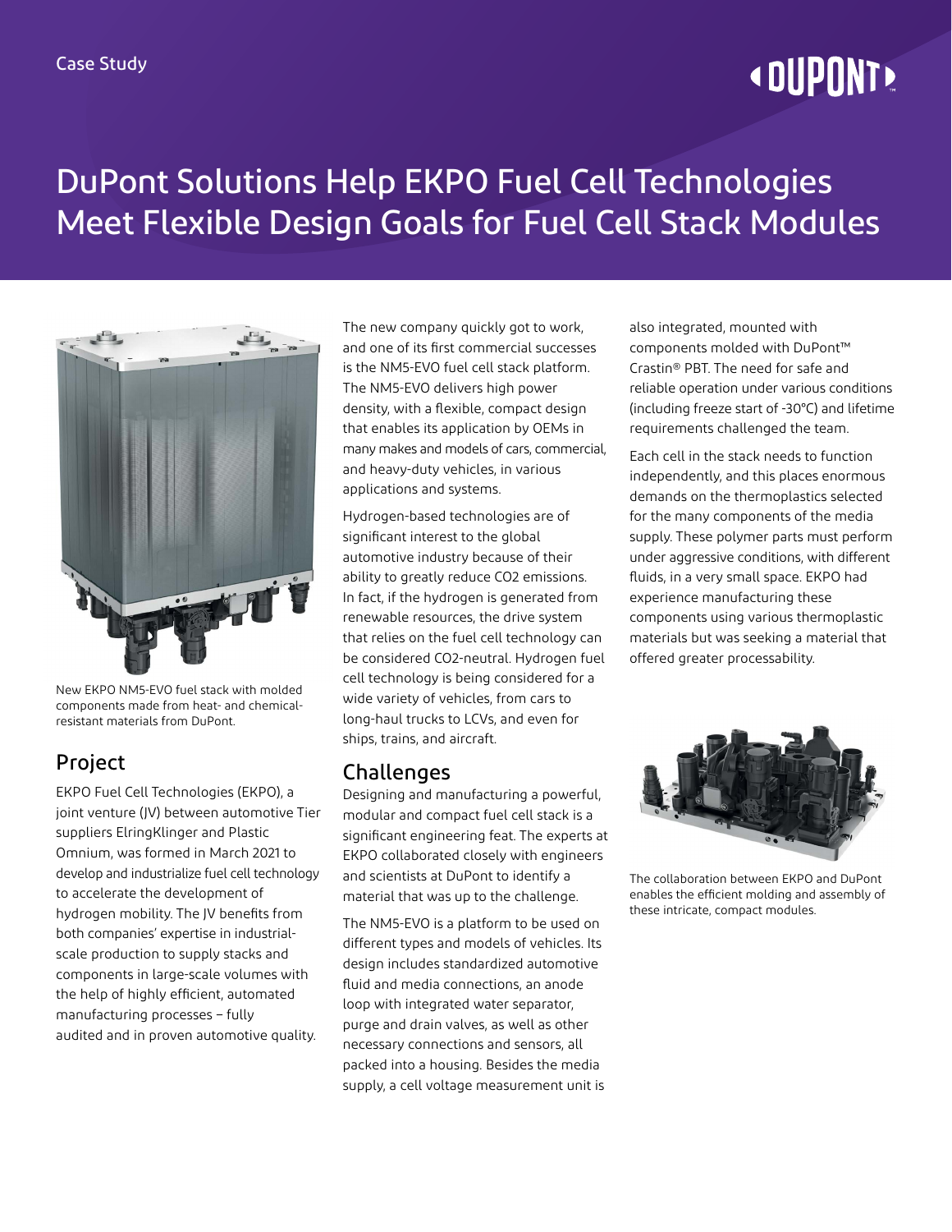Case Study

# DuPont Solutions Help EKPO Fuel Cell Technologies Meet Flexible Design Goals for Fuel Cell Stack Modules

New EKPO NM5-EVO fuel stack with molded components made from heat- and chemical-resistant materials from DuPont.

## Project

EKPO Fuel Cell Technologies (EKPO), a joint venture (JV) between automotive Tier suppliers ElringKlinger and Plastic Omnium, was formed in March 2021 to develop and industrialize fuel cell technology to accelerate the development of hydrogen mobility. The JV benefits from both companies' expertise in industrial-scale production to supply stacks and components in large-scale volumes with the help of highly efficient, automated manufacturing processes – fully audited and in proven automotive quality.

The new company quickly got to work, and one of its first commercial successes is the NM5-EVO fuel cell stack platform. The NM5-EVO delivers high power density, with a flexible, compact design that enables its application by OEMs in many makes and models of cars, commercial, and heavy-duty vehicles, in various applications and systems.

Hydrogen-based technologies are of significant interest to the global automotive industry because of their ability to greatly reduce $CO_2$ emissions. In fact, if the hydrogen is generated from renewable resources, the drive system that relies on the fuel cell technology can be considered $CO_2$-neutral. Hydrogen fuel cell technology is being considered for a wide variety of vehicles, from cars to long-haul trucks to LCVs, and even for ships, trains, and aircraft.

## Challenges

Designing and manufacturing a powerful, modular and compact fuel cell stack is a significant engineering feat. The experts at EKPO collaborated closely with engineers and scientists at DuPont to identify a material that was up to the challenge.

The NM5-EVO is a platform to be used on different types and models of vehicles. Its design includes standardized automotive fluid and media connections, an anode loop with integrated water separator, purge and drain valves, as well as other necessary connections and sensors, all packed into a housing. Besides the media supply, a cell voltage measurement unit is also integrated, mounted with components molded with DuPont™ Crastin® PBT. The need for safe and reliable operation under various conditions (including freeze start of -30°C) and lifetime requirements challenged the team.

Each cell in the stack needs to function independently, and this places enormous demands on the thermoplastics selected for the many components of the media supply. These polymer parts must perform under aggressive conditions, with different fluids, in a very small space. EKPO had experience manufacturing these components using various thermoplastic materials but was seeking a material that offered greater processability.

The collaboration between EKPO and DuPont enables the efficient molding and assembly of these intricate, compact modules.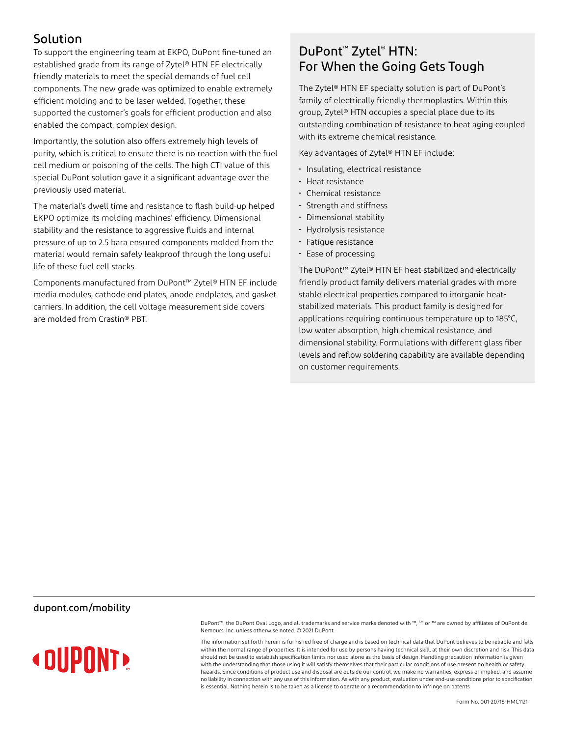## Solution

To support the engineering team at EKPO, DuPont fine-tuned an established grade from its range of Zytel® HTN EF electrically friendly materials to meet the special demands of fuel cell components. The new grade was optimized to enable extremely efficient molding and to be laser welded. Together, these supported the customer's goals for efficient production and also enabled the compact, complex design.

Importantly, the solution also offers extremely high levels of purity, which is critical to ensure there is no reaction with the fuel cell medium or poisoning of the cells. The high CTI value of this special DuPont solution gave it a significant advantage over the previously used material.

The material's dwell time and resistance to flash build-up helped EKPO optimize its molding machines' efficiency. Dimensional stability and the resistance to aggressive fluids and internal pressure of up to 2.5 bara ensured components molded from the material would remain safely leakproof through the long useful life of these fuel cell stacks.

Components manufactured from DuPont™ Zytel® HTN EF include media modules, cathode end plates, anode endplates, and gasket carriers. In addition, the cell voltage measurement side covers are molded from Crastin® PBT.

## DuPont™ Zytel® HTN: For When the Going Gets Tough

The Zytel® HTN EF specialty solution is part of DuPont's family of electrically friendly thermoplastics. Within this group, Zytel® HTN occupies a special place due to its outstanding combination of resistance to heat aging coupled with its extreme chemical resistance.

Key advantages of Zytel® HTN EF include:

- Insulating, electrical resistance
- Heat resistance
- Chemical resistance
- Strength and stiffness
- Dimensional stability
- Hydrolysis resistance
- Fatigue resistance
- Ease of processing

The DuPont™ Zytel® HTN EF heat-stabilized and electrically friendly product family delivers material grades with more stable electrical properties compared to inorganic heat-stabilized materials. This product family is designed for applications requiring continuous temperature up to 185°C, low water absorption, high chemical resistance, and dimensional stability. Formulations with different glass fiber levels and reflow soldering capability are available depending on customer requirements.

dupont.com/mobility

DuPont™, the DuPont Oval Logo, and all trademarks and service marks denoted with ™, SM or ™ are owned by affiliates of DuPont de Nemours, Inc. unless otherwise noted. © 2021 DuPont.

The information set forth herein is furnished free of charge and is based on technical data that DuPont believes to be reliable and falls within the normal range of properties. It is intended for use by persons having technical skill, at their own discretion and risk. This data should not be used to establish specification limits nor used alone as the basis of design. Handling precaution information is given with the understanding that those using it will satisfy themselves that their particular conditions of use present no health or safety hazards. Since conditions of product use and disposal are outside our control, we make no warranties, express or implied, and assume no liability in connection with any use of this information. As with any product, evaluation under end-use conditions prior to specification is essential. Nothing herein is to be taken as a license to operate or a recommendation to infringe on patents

Form No. 001-20718-HMC1121